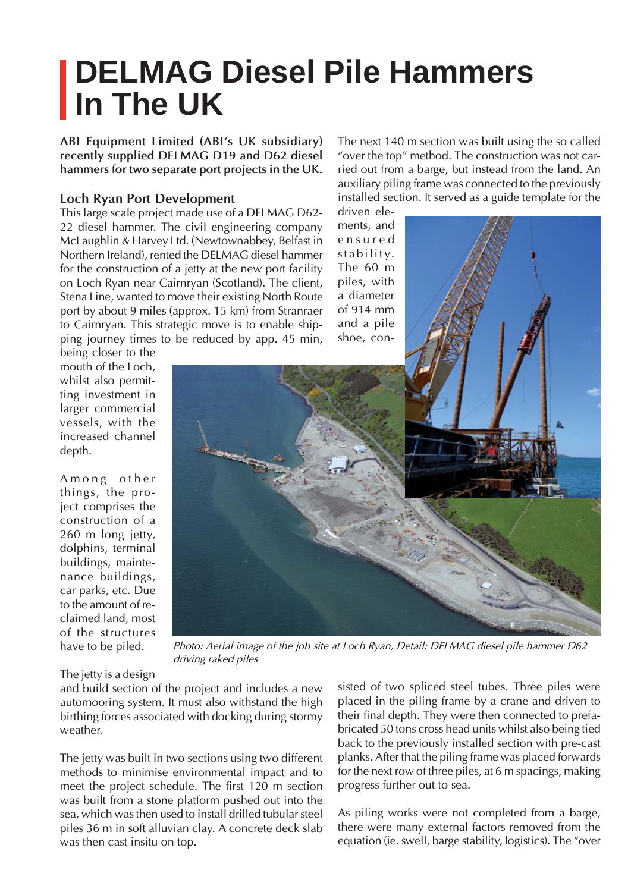# DELMAG Diesel Pile Hammers In The UK

**ABI Equipment Limited (ABI's UK subsidiary) recently supplied DELMAG D19 and D62 diesel hammers for two separate port projects in the UK.**

## Loch Ryan Port Development

This large scale project made use of a DELMAG D62-22 diesel hammer. The civil engineering company McLaughlin & Harvey Ltd. (Newtownabbey, Belfast in Northern Ireland), rented the DELMAG diesel hammer for the construction of a jetty at the new port facility on Loch Ryan near Cairnryan (Scotland). The client, Stena Line, wanted to move their existing North Route port by about 9 miles (approx. 15 km) from Stranraer to Cairnryan. This strategic move is to enable shipping journey times to be reduced by app. 45 min, being closer to the mouth of the Loch, whilst also permitting investment in larger commercial vessels, with the increased channel depth.

Among other things, the project comprises the construction of a 260 m long jetty, dolphins, terminal buildings, maintenance buildings, car parks, etc. Due to the amount of reclaimed land, most of the structures have to be piled.

*Photo: Aerial image of the job site at Loch Ryan, Detail: DELMAG diesel pile hammer D62 driving raked piles*

The jetty is a design and build section of the project and includes a new automooring system. It must also withstand the high birthing forces associated with docking during stormy weather.

The jetty was built in two sections using two different methods to minimise environmental impact and to meet the project schedule. The first 120 m section was built from a stone platform pushed out into the sea, which was then used to install drilled tubular steel piles 36 m in soft alluvian clay. A concrete deck slab was then cast insitu on top.

The next 140 m section was built using the so called "over the top" method. The construction was not carried out from a barge, but instead from the land. An auxiliary piling frame was connected to the previously installed section. It served as a guide template for the driven elements, and ensured stability. The 60 m piles, with a diameter of 914 mm and a pile shoe, consisted of two spliced steel tubes. Three piles were placed in the piling frame by a crane and driven to their final depth. They were then connected to prefabricated 50 tons cross head units whilst also being tied back to the previously installed section with pre-cast planks. After that the piling frame was placed forwards for the next row of three piles, at 6 m spacings, making progress further out to sea.

As piling works were not completed from a barge, there were many external factors removed from the equation (ie. swell, barge stability, logistics). The "over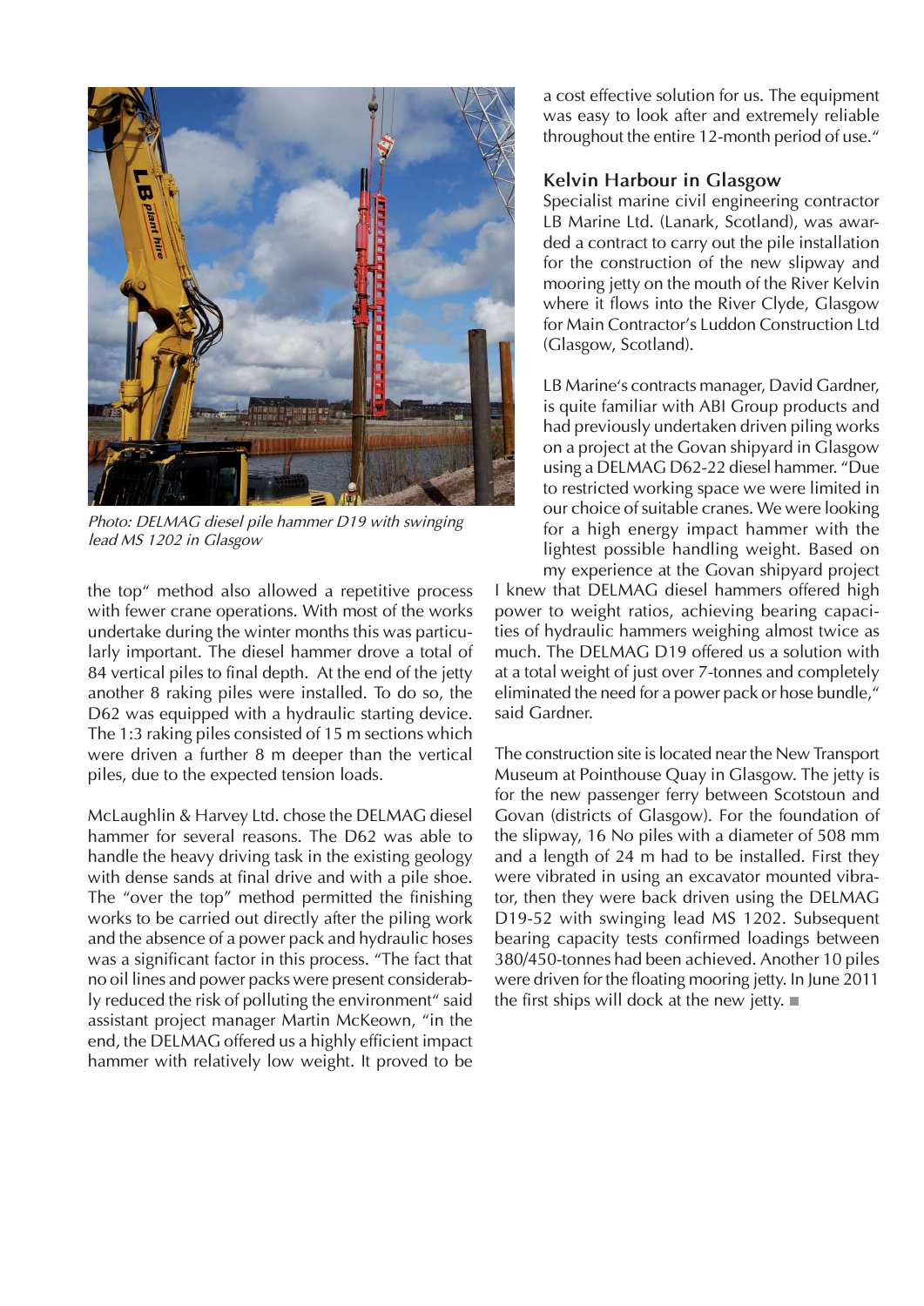Photo: *DELMAG diesel pile hammer D19 with swinging lead MS 1202 in Glasgow*

the top" method also allowed a repetitive process with fewer crane operations. With most of the works undertake during the winter months this was particularly important. The diesel hammer drove a total of 84 vertical piles to final depth. At the end of the jetty another 8 raking piles were installed. To do so, the D62 was equipped with a hydraulic starting device. The 1:3 raking piles consisted of 15 m sections which were driven a further 8 m deeper than the vertical piles, due to the expected tension loads.

McLaughlin & Harvey Ltd. chose the DELMAG diesel hammer for several reasons. The D62 was able to handle the heavy driving task in the existing geology with dense sands at final drive and with a pile shoe. The "over the top" method permitted the finishing works to be carried out directly after the piling work and the absence of a power pack and hydraulic hoses was a significant factor in this process. "The fact that no oil lines and power packs were present considerably reduced the risk of polluting the environment" said assistant project manager Martin McKeown, "in the end, the DELMAG offered us a highly efficient impact hammer with relatively low weight. It proved to be a cost effective solution for us. The equipment was easy to look after and extremely reliable throughout the entire 12-month period of use."

## Kelvin Harbour in Glasgow

Specialist marine civil engineering contractor LB Marine Ltd. (Lanark, Scotland), was awarded a contract to carry out the pile installation for the construction of the new slipway and mooring jetty on the mouth of the River Kelvin where it flows into the River Clyde, Glasgow for Main Contractor's Luddon Construction Ltd (Glasgow, Scotland).

LB Marine's contracts manager, David Gardner, is quite familiar with ABI Group products and had previously undertaken driven piling works on a project at the Govan shipyard in Glasgow using a DELMAG D62-22 diesel hammer. "Due to restricted working space we were limited in our choice of suitable cranes. We were looking for a high energy impact hammer with the lightest possible handling weight. Based on my experience at the Govan shipyard project I knew that DELMAG diesel hammers offered high power to weight ratios, achieving bearing capacities of hydraulic hammers weighing almost twice as much. The DELMAG D19 offered us a solution with at a total weight of just over 7-tonnes and completely eliminated the need for a power pack or hose bundle," said Gardner.

The construction site is located near the New Transport Museum at Pointhouse Quay in Glasgow. The jetty is for the new passenger ferry between Scotstoun and Govan (districts of Glasgow). For the foundation of the slipway, 16 No piles with a diameter of 508 mm and a length of 24 m had to be installed. First they were vibrated in using an excavator mounted vibrator, then they were back driven using the DELMAG D19-52 with swinging lead MS 1202. Subsequent bearing capacity tests confirmed loadings between 380/450-tonnes had been achieved. Another 10 piles were driven for the floating mooring jetty. In June 2011 the first ships will dock at the new jetty. ■